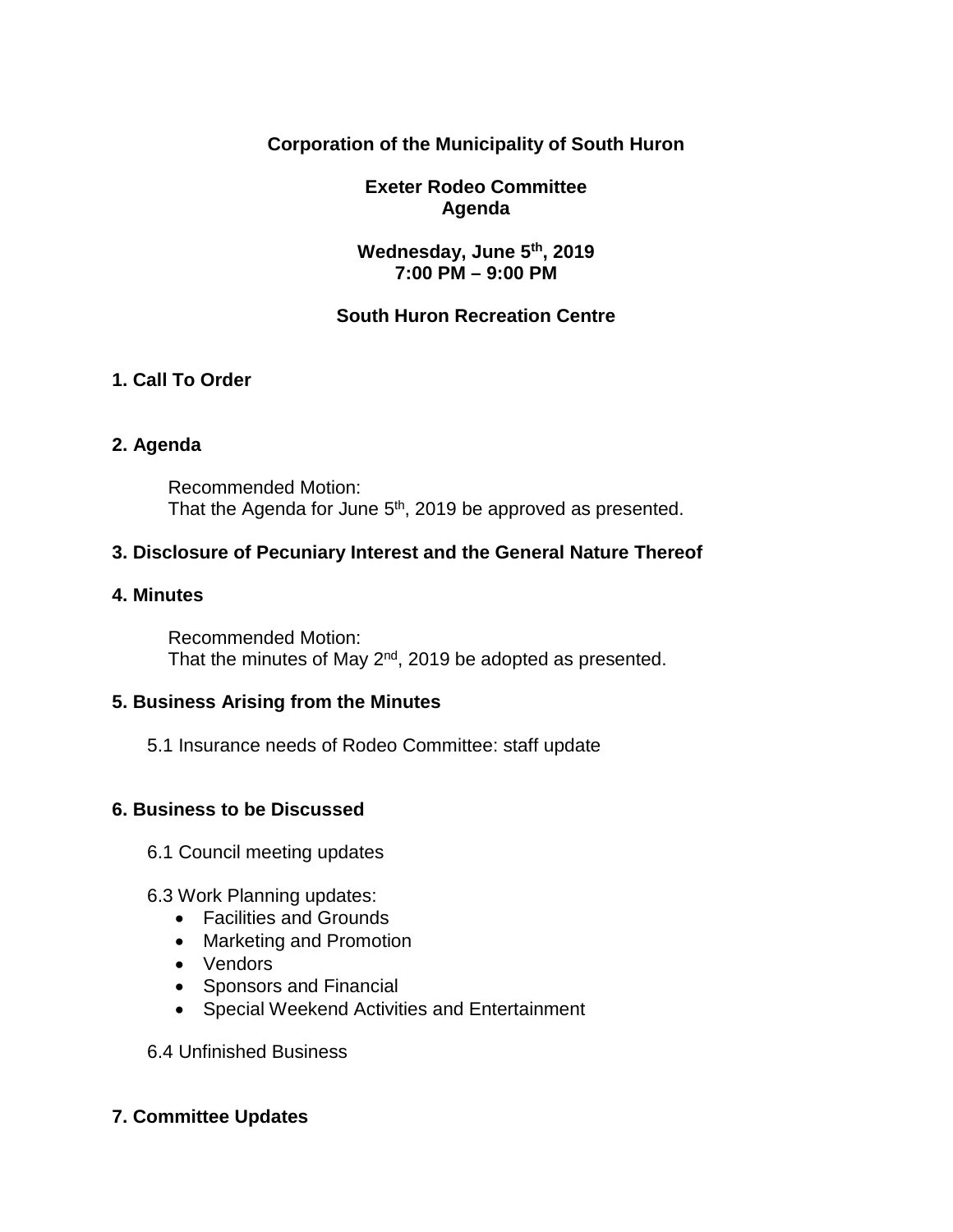**Corporation of the Municipality of South Huron**

**Exeter Rodeo Committee**
**Agenda**

**Wednesday, June 5th, 2019**
**7:00 PM – 9:00 PM**

**South Huron Recreation Centre**

## 1. Call To Order

## 2. Agenda

Recommended Motion:
That the Agenda for June 5th, 2019 be approved as presented.

## 3. Disclosure of Pecuniary Interest and the General Nature Thereof

## 4. Minutes

Recommended Motion:
That the minutes of May 2nd, 2019 be adopted as presented.

## 5. Business Arising from the Minutes

5.1 Insurance needs of Rodeo Committee: staff update

## 6. Business to be Discussed

6.1 Council meeting updates

6.3 Work Planning updates:

- Facilities and Grounds
- Marketing and Promotion
- Vendors
- Sponsors and Financial
- Special Weekend Activities and Entertainment

6.4 Unfinished Business

## 7. Committee Updates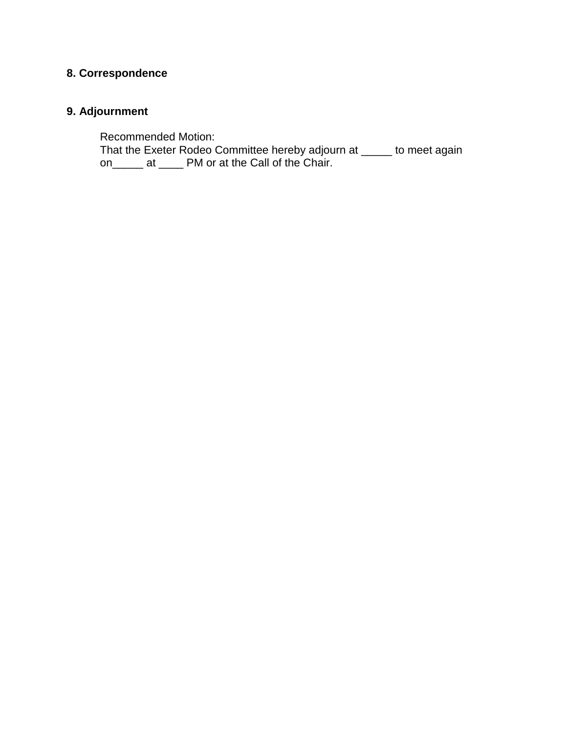**8. Correspondence**

**9. Adjournment**

Recommended Motion:
That the Exeter Rodeo Committee hereby adjourn at _____ to meet again on_____ at ____ PM or at the Call of the Chair.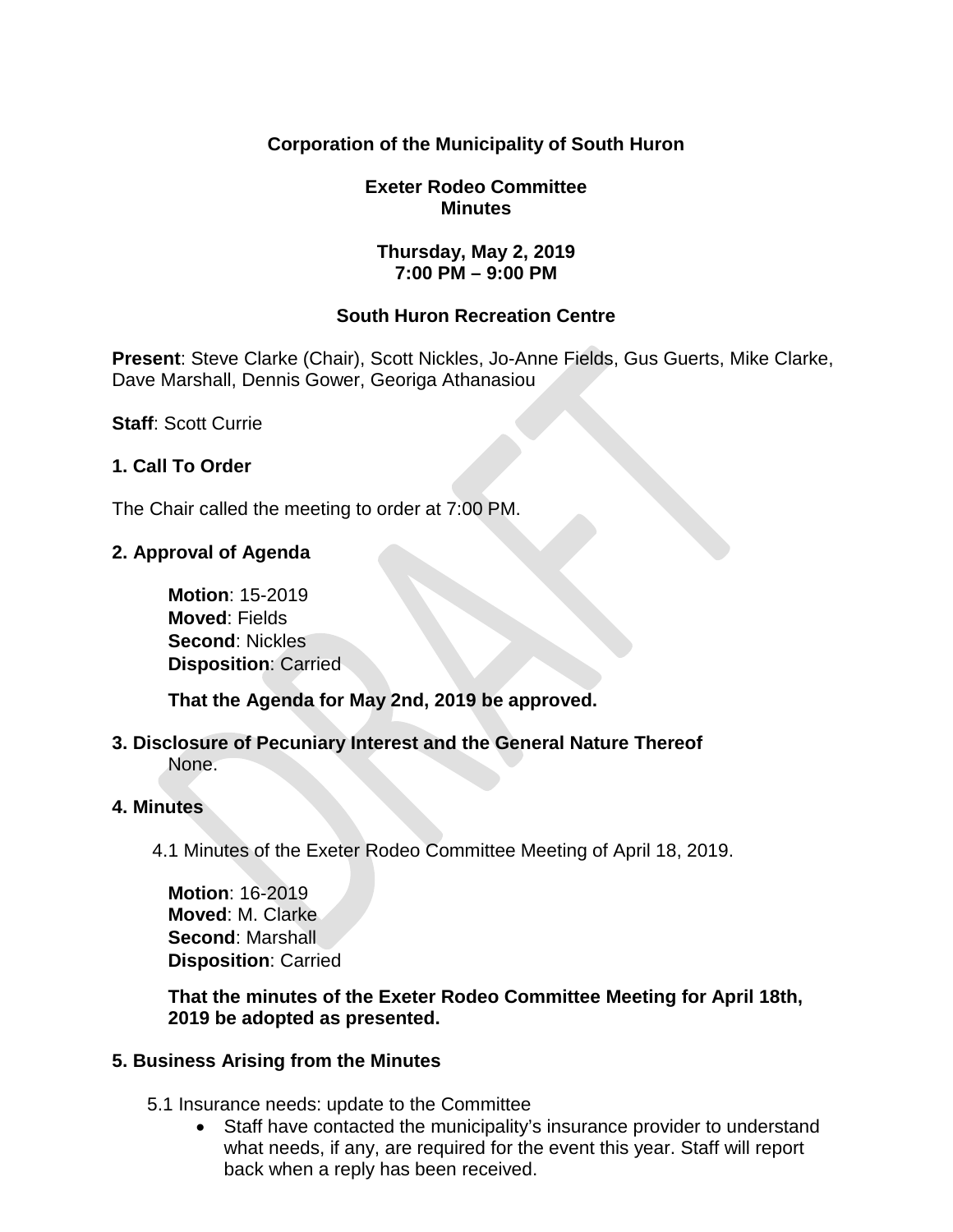**Corporation of the Municipality of South Huron**

**Exeter Rodeo Committee**
**Minutes**

**Thursday, May 2, 2019**
**7:00 PM – 9:00 PM**

**South Huron Recreation Centre**

**Present**: Steve Clarke (Chair), Scott Nickles, Jo-Anne Fields, Gus Guerts, Mike Clarke, Dave Marshall, Dennis Gower, Georiga Athanasiou

**Staff**: Scott Currie

## 1. Call To Order

The Chair called the meeting to order at 7:00 PM.

## 2. Approval of Agenda

**Motion**: 15-2019
**Moved**: Fields
**Second**: Nickles
**Disposition**: Carried

**That the Agenda for May 2nd, 2019 be approved.**

## 3. Disclosure of Pecuniary Interest and the General Nature Thereof

None.

## 4. Minutes

4.1 Minutes of the Exeter Rodeo Committee Meeting of April 18, 2019.

**Motion**: 16-2019
**Moved**: M. Clarke
**Second**: Marshall
**Disposition**: Carried

**That the minutes of the Exeter Rodeo Committee Meeting for April 18th, 2019 be adopted as presented.**

## 5. Business Arising from the Minutes

5.1 Insurance needs: update to the Committee

- Staff have contacted the municipality's insurance provider to understand what needs, if any, are required for the event this year. Staff will report back when a reply has been received.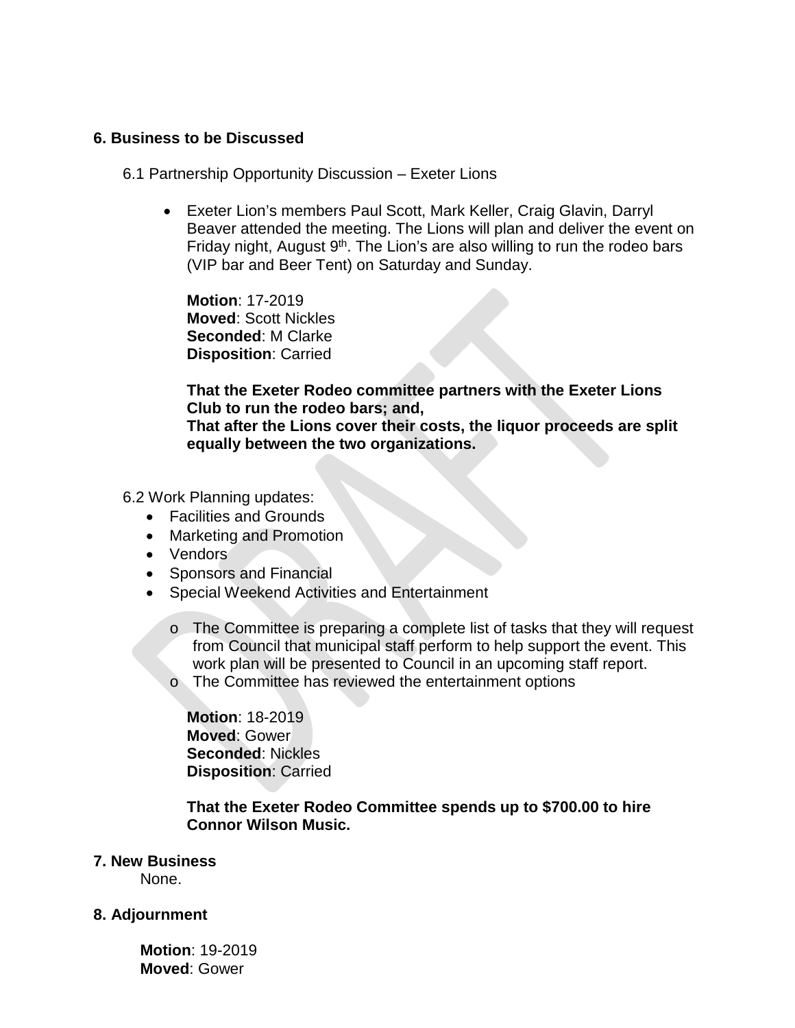## 6. Business to be Discussed

6.1 Partnership Opportunity Discussion – Exeter Lions

- Exeter Lion's members Paul Scott, Mark Keller, Craig Glavin, Darryl Beaver attended the meeting. The Lions will plan and deliver the event on Friday night, August 9th. The Lion's are also willing to run the rodeo bars (VIP bar and Beer Tent) on Saturday and Sunday.

  **Motion**: 17-2019
  **Moved**: Scott Nickles
  **Seconded**: M Clarke
  **Disposition**: Carried

  **That the Exeter Rodeo committee partners with the Exeter Lions Club to run the rodeo bars; and,**
  **That after the Lions cover their costs, the liquor proceeds are split equally between the two organizations.**

6.2 Work Planning updates:

- Facilities and Grounds
- Marketing and Promotion
- Vendors
- Sponsors and Financial
- Special Weekend Activities and Entertainment
  - The Committee is preparing a complete list of tasks that they will request from Council that municipal staff perform to help support the event. This work plan will be presented to Council in an upcoming staff report.
  - The Committee has reviewed the entertainment options

  **Motion**: 18-2019
  **Moved**: Gower
  **Seconded**: Nickles
  **Disposition**: Carried

  **That the Exeter Rodeo Committee spends up to $700.00 to hire Connor Wilson Music.**

## 7. New Business

None.

## 8. Adjournment

**Motion**: 19-2019
**Moved**: Gower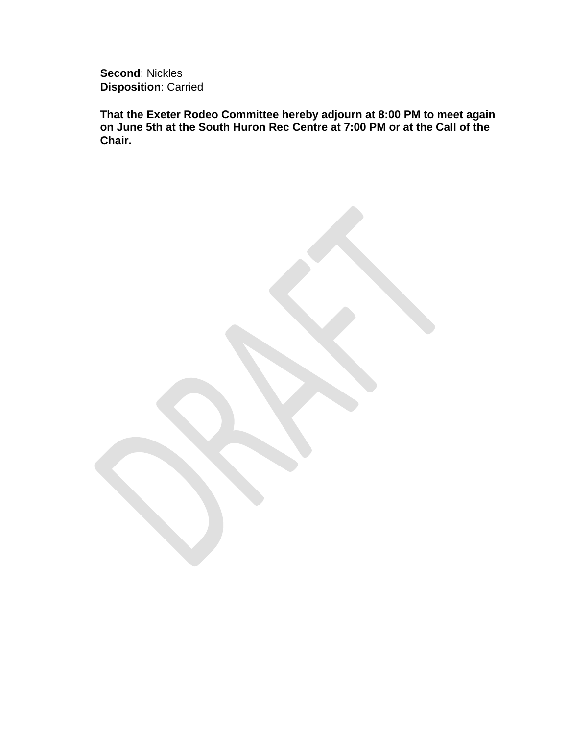**Second**: Nickles
**Disposition**: Carried

**That the Exeter Rodeo Committee hereby adjourn at 8:00 PM to meet again on June 5th at the South Huron Rec Centre at 7:00 PM or at the Call of the Chair.**